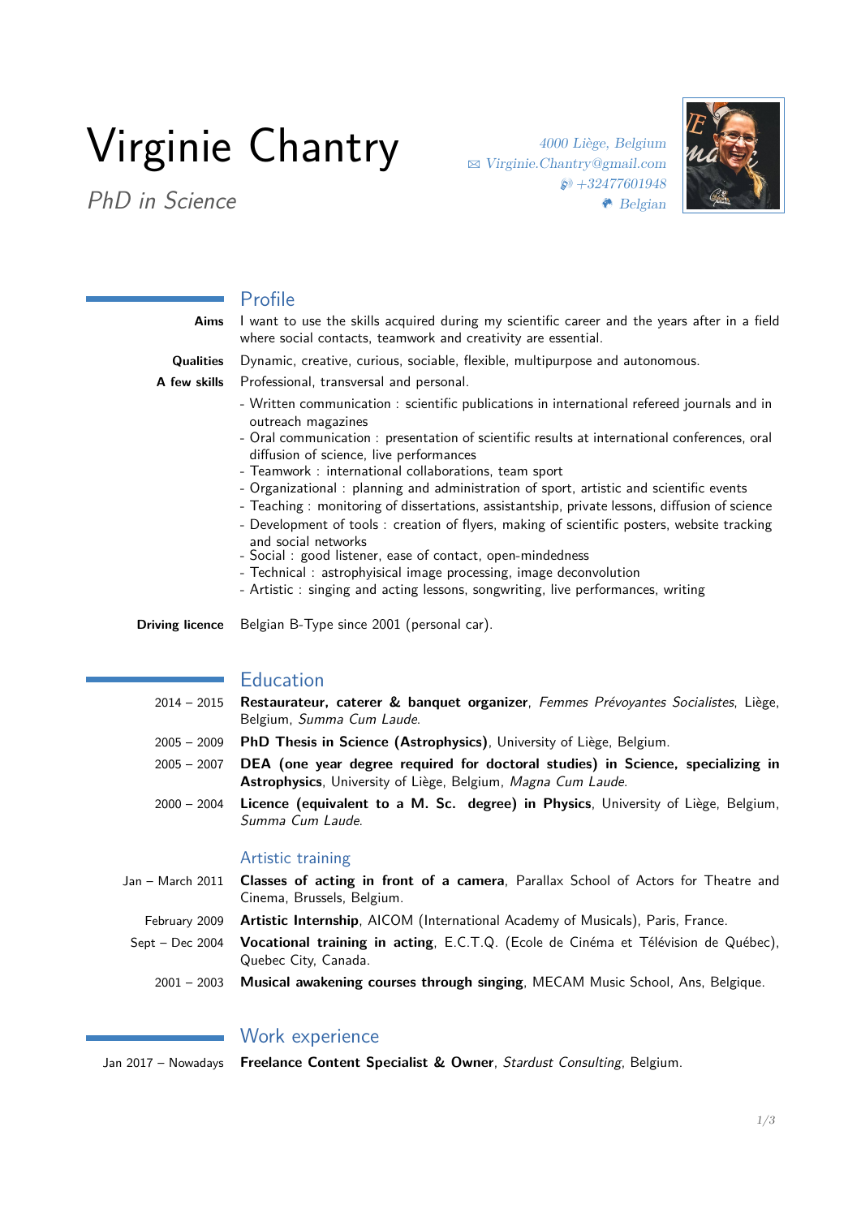# Virginie Chantry

*PhD in Science*

*4000 Liège, Belgium*
*Virginie.Chantry@gmail.com*
*+32477601948*
*Belgian*

## Profile

**Aims** I want to use the skills acquired during my scientific career and the years after in a field where social contacts, teamwork and creativity are essential.

**Qualities** Dynamic, creative, curious, sociable, flexible, multipurpose and autonomous.

**A few skills** Professional, transversal and personal.

- Written communication : scientific publications in international refereed journals and in outreach magazines
- Oral communication : presentation of scientific results at international conferences, oral diffusion of science, live performances
- Teamwork : international collaborations, team sport
- Organizational : planning and administration of sport, artistic and scientific events
- Teaching : monitoring of dissertations, assistantship, private lessons, diffusion of science
- Development of tools : creation of flyers, making of scientific posters, website tracking and social networks
- Social : good listener, ease of contact, open-mindedness
- Technical : astrophyisical image processing, image deconvolution
- Artistic : singing and acting lessons, songwriting, live performances, writing

**Driving licence** Belgian B-Type since 2001 (personal car).

## Education

2014 – 2015 **Restaurateur, caterer & banquet organizer**, *Femmes Prévoyantes Socialistes*, Liège, Belgium, *Summa Cum Laude*.

2005 – 2009 **PhD Thesis in Science (Astrophysics)**, University of Liège, Belgium.

2005 – 2007 **DEA (one year degree required for doctoral studies) in Science, specializing in Astrophysics**, University of Liège, Belgium, *Magna Cum Laude*.

2000 – 2004 **Licence (equivalent to a M. Sc. degree) in Physics**, University of Liège, Belgium, *Summa Cum Laude*.

### Artistic training

Jan – March 2011 **Classes of acting in front of a camera**, Parallax School of Actors for Theatre and Cinema, Brussels, Belgium.

February 2009 **Artistic Internship**, AICOM (International Academy of Musicals), Paris, France.

Sept – Dec 2004 **Vocational training in acting**, E.C.T.Q. (Ecole de Cinéma et Télévision de Québec), Quebec City, Canada.

2001 – 2003 **Musical awakening courses through singing**, MECAM Music School, Ans, Belgique.

## Work experience

Jan 2017 – Nowadays **Freelance Content Specialist & Owner**, *Stardust Consulting*, Belgium.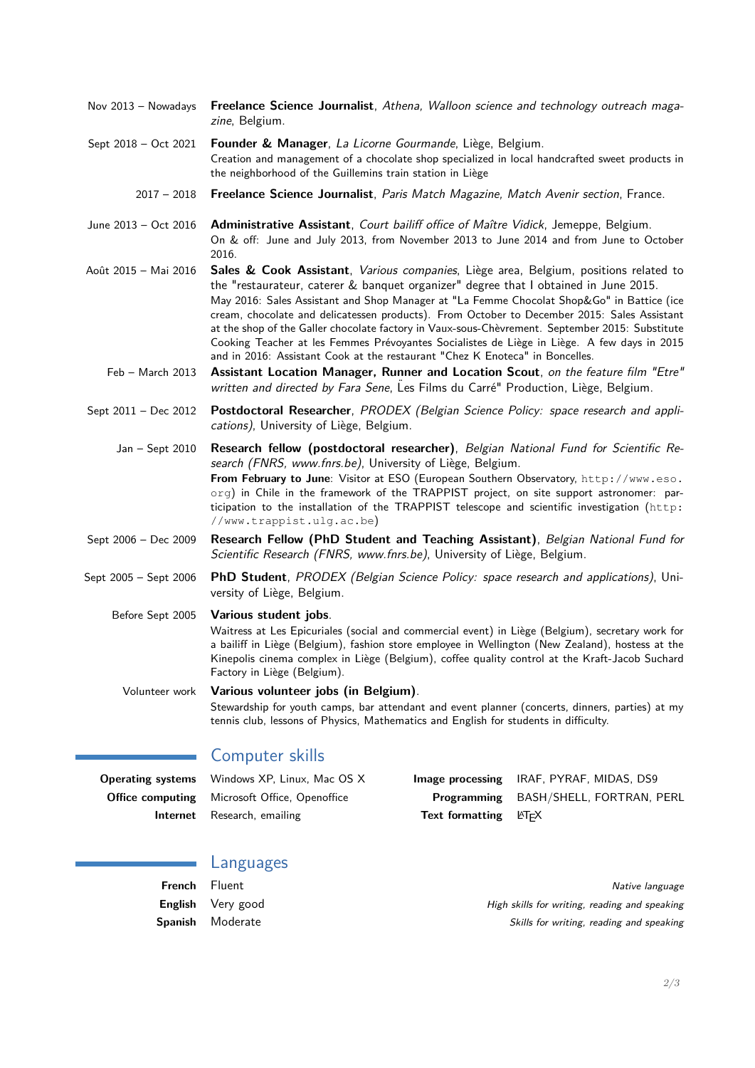**Nov 2013 – Nowadays** — **Freelance Science Journalist**, *Athena, Walloon science and technology outreach magazine*, Belgium.

**Sept 2018 – Oct 2021** — **Founder & Manager**, *La Licorne Gourmande*, Liège, Belgium.
Creation and management of a chocolate shop specialized in local handcrafted sweet products in the neighborhood of the Guillemins train station in Liège

**2017 – 2018** — **Freelance Science Journalist**, *Paris Match Magazine, Match Avenir section*, France.

**June 2013 – Oct 2016** — **Administrative Assistant**, *Court bailiff office of Maître Vidick*, Jemeppe, Belgium.
On & off: June and July 2013, from November 2013 to June 2014 and from June to October 2016.

**Août 2015 – Mai 2016** — **Sales & Cook Assistant**, *Various companies*, Liège area, Belgium, positions related to the "restaurateur, caterer & banquet organizer" degree that I obtained in June 2015.
May 2016: Sales Assistant and Shop Manager at "La Femme Chocolat Shop&Go" in Battice (ice cream, chocolate and delicatessen products). From October to December 2015: Sales Assistant at the shop of the Galler chocolate factory in Vaux-sous-Chèvrement. September 2015: Substitute Cooking Teacher at les Femmes Prévoyantes Socialistes de Liège in Liège. A few days in 2015 and in 2016: Assistant Cook at the restaurant "Chez K Enoteca" in Boncelles.

**Feb – March 2013** — **Assistant Location Manager, Runner and Location Scout**, *on the feature film "Etre" written and directed by Fara Sene*, Les Films du Carré" Production, Liège, Belgium.

**Sept 2011 – Dec 2012** — **Postdoctoral Researcher**, *PRODEX (Belgian Science Policy: space research and applications)*, University of Liège, Belgium.

**Jan – Sept 2010** — **Research fellow (postdoctoral researcher)**, *Belgian National Fund for Scientific Research (FNRS, www.fnrs.be)*, University of Liège, Belgium.
**From February to June**: Visitor at ESO (European Southern Observatory, `http://www.eso.org`) in Chile in the framework of the TRAPPIST project, on site support astronomer: participation to the installation of the TRAPPIST telescope and scientific investigation (`http://www.trappist.ulg.ac.be`)

**Sept 2006 – Dec 2009** — **Research Fellow (PhD Student and Teaching Assistant)**, *Belgian National Fund for Scientific Research (FNRS, www.fnrs.be)*, University of Liège, Belgium.

**Sept 2005 – Sept 2006** — **PhD Student**, *PRODEX (Belgian Science Policy: space research and applications)*, University of Liège, Belgium.

**Before Sept 2005** — **Various student jobs**.
Waitress at Les Epicuriales (social and commercial event) in Liège (Belgium), secretary work for a bailiff in Liège (Belgium), fashion store employee in Wellington (New Zealand), hostess at the Kinepolis cinema complex in Liège (Belgium), coffee quality control at the Kraft-Jacob Suchard Factory in Liège (Belgium).

**Volunteer work** — **Various volunteer jobs (in Belgium)**.
Stewardship for youth camps, bar attendant and event planner (concerts, dinners, parties) at my tennis club, lessons of Physics, Mathematics and English for students in difficulty.

## Computer skills

| | | | |
|---|---|---|---|
| **Operating systems** | Windows XP, Linux, Mac OS X | **Image processing** | IRAF, PYRAF, MIDAS, DS9 |
| **Office computing** | Microsoft Office, Openoffice | **Programming** | BASH/SHELL, FORTRAN, PERL |
| **Internet** | Research, emailing | **Text formatting** | LaTeX |

## Languages

| | | |
|---|---|---|
| **French** | Fluent | *Native language* |
| **English** | Very good | *High skills for writing, reading and speaking* |
| **Spanish** | Moderate | *Skills for writing, reading and speaking* |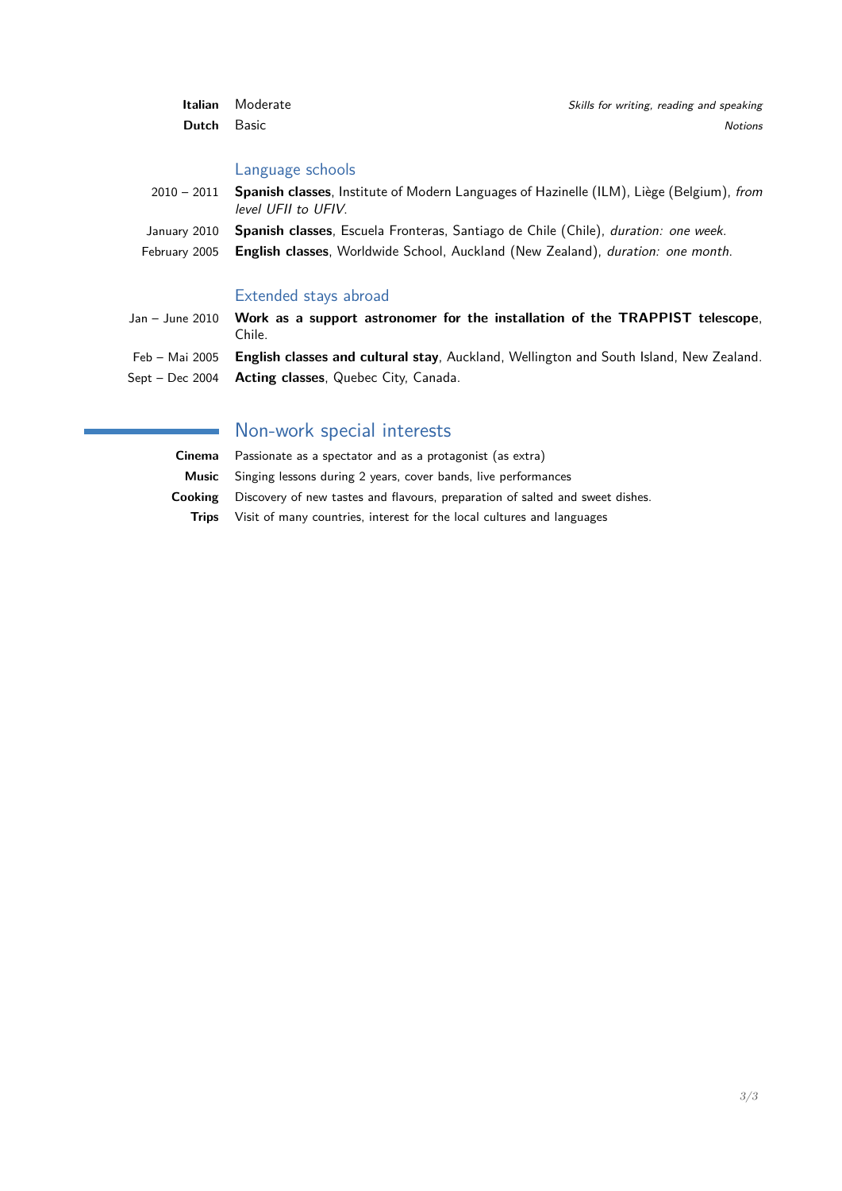| | | |
|---|---|---|
| **Italian** | Moderate | *Skills for writing, reading and speaking* |
| **Dutch** | Basic | *Notions* |

### Language schools

2010 – 2011 **Spanish classes**, Institute of Modern Languages of Hazinelle (ILM), Liège (Belgium), *from level UFII to UFIV*.

January 2010 **Spanish classes**, Escuela Fronteras, Santiago de Chile (Chile), *duration: one week*.

February 2005 **English classes**, Worldwide School, Auckland (New Zealand), *duration: one month*.

### Extended stays abroad

Jan – June 2010 **Work as a support astronomer for the installation of the TRAPPIST telescope**, Chile.

Feb – Mai 2005 **English classes and cultural stay**, Auckland, Wellington and South Island, New Zealand.

Sept – Dec 2004 **Acting classes**, Quebec City, Canada.

## Non-work special interests

**Cinema** Passionate as a spectator and as a protagonist (as extra)

**Music** Singing lessons during 2 years, cover bands, live performances

**Cooking** Discovery of new tastes and flavours, preparation of salted and sweet dishes.

**Trips** Visit of many countries, interest for the local cultures and languages